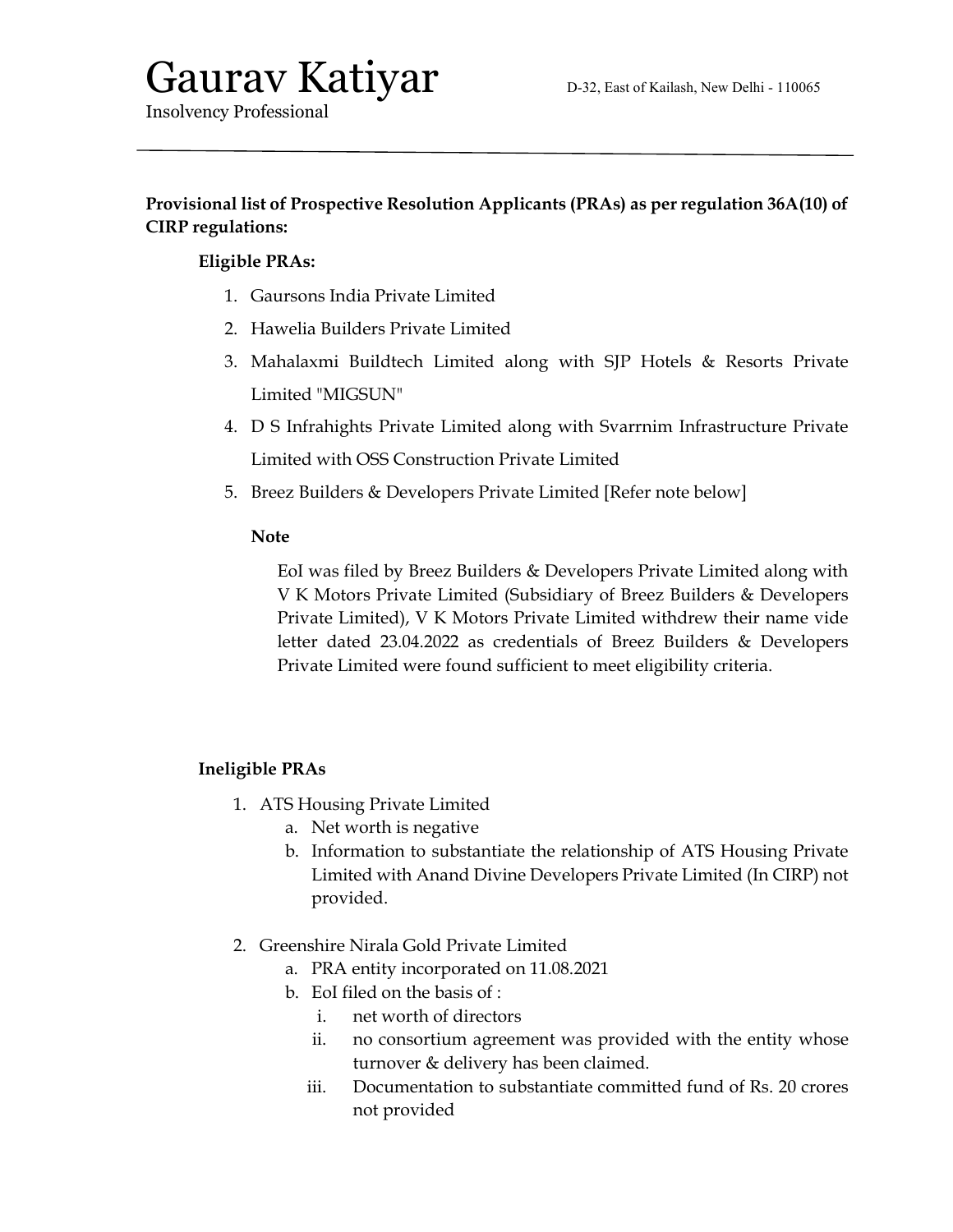# Gaurav Katiyar

Insolvency Professional

D-32, East of Kailash, New Delhi - 110065

---

**Provisional list of Prospective Resolution Applicants (PRAs) as per regulation 36A(10) of CIRP regulations:**

**Eligible PRAs:**

1. Gaursons India Private Limited
2. Hawelia Builders Private Limited
3. Mahalaxmi Buildtech Limited along with SJP Hotels & Resorts Private Limited "MIGSUN"
4. D S Infrahights Private Limited along with Svarrnim Infrastructure Private Limited with OSS Construction Private Limited
5. Breez Builders & Developers Private Limited [Refer note below]

   **Note**

   EoI was filed by Breez Builders & Developers Private Limited along with V K Motors Private Limited (Subsidiary of Breez Builders & Developers Private Limited), V K Motors Private Limited withdrew their name vide letter dated 23.04.2022 as credentials of Breez Builders & Developers Private Limited were found sufficient to meet eligibility criteria.

**Ineligible PRAs**

1. ATS Housing Private Limited
   a. Net worth is negative
   b. Information to substantiate the relationship of ATS Housing Private Limited with Anand Divine Developers Private Limited (In CIRP) not provided.

2. Greenshire Nirala Gold Private Limited
   a. PRA entity incorporated on 11.08.2021
   b. EoI filed on the basis of :
      i. net worth of directors
      ii. no consortium agreement was provided with the entity whose turnover & delivery has been claimed.
      iii. Documentation to substantiate committed fund of Rs. 20 crores not provided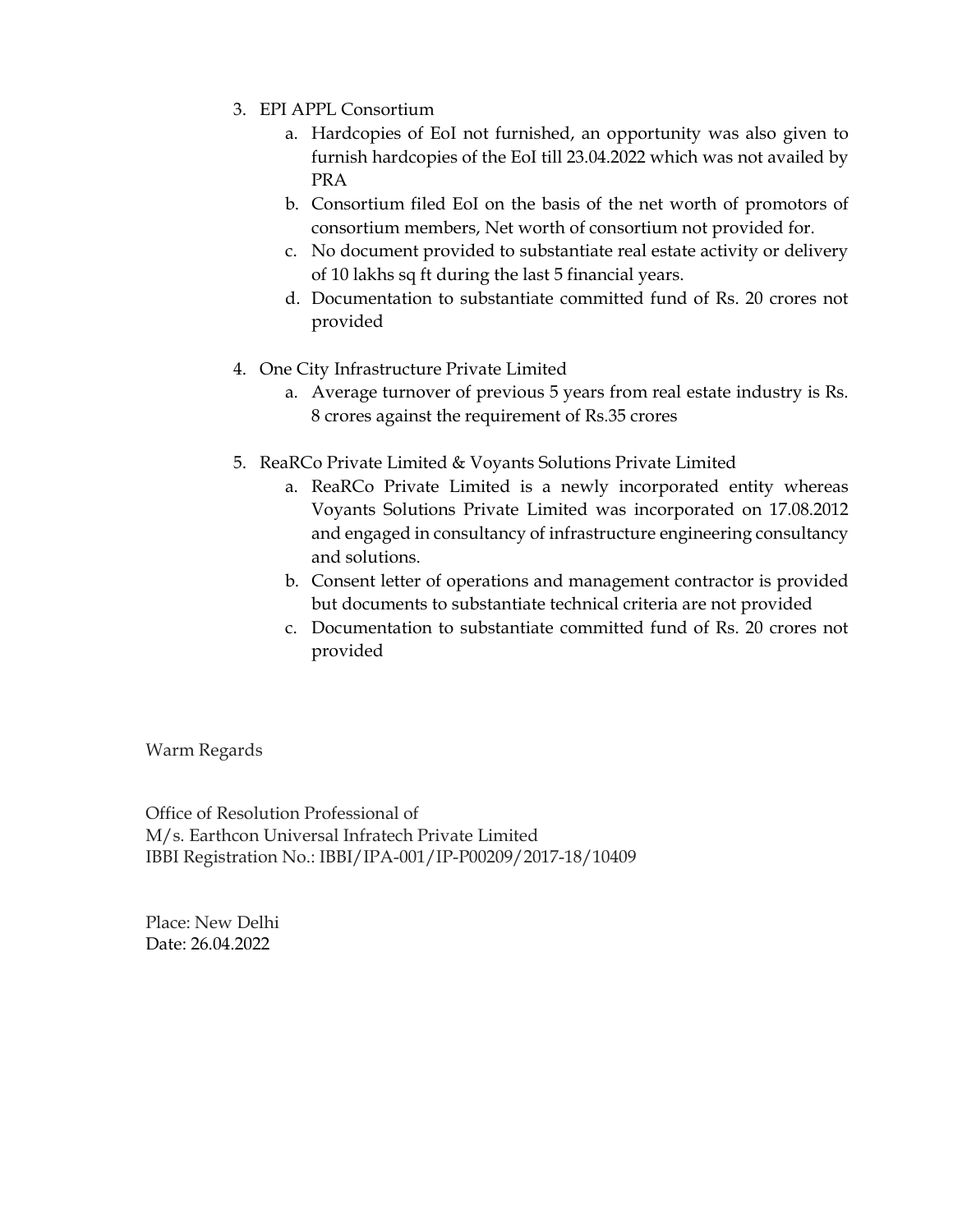3. EPI APPL Consortium
    a. Hardcopies of EoI not furnished, an opportunity was also given to furnish hardcopies of the EoI till 23.04.2022 which was not availed by PRA
    b. Consortium filed EoI on the basis of the net worth of promotors of consortium members, Net worth of consortium not provided for.
    c. No document provided to substantiate real estate activity or delivery of 10 lakhs sq ft during the last 5 financial years.
    d. Documentation to substantiate committed fund of Rs. 20 crores not provided

4. One City Infrastructure Private Limited
    a. Average turnover of previous 5 years from real estate industry is Rs. 8 crores against the requirement of Rs.35 crores

5. ReaRCo Private Limited & Voyants Solutions Private Limited
    a. ReaRCo Private Limited is a newly incorporated entity whereas Voyants Solutions Private Limited was incorporated on 17.08.2012 and engaged in consultancy of infrastructure engineering consultancy and solutions.
    b. Consent letter of operations and management contractor is provided but documents to substantiate technical criteria are not provided
    c. Documentation to substantiate committed fund of Rs. 20 crores not provided

Warm Regards

Office of Resolution Professional of
M/s. Earthcon Universal Infratech Private Limited
IBBI Registration No.: IBBI/IPA-001/IP-P00209/2017-18/10409

Place: New Delhi
Date: 26.04.2022